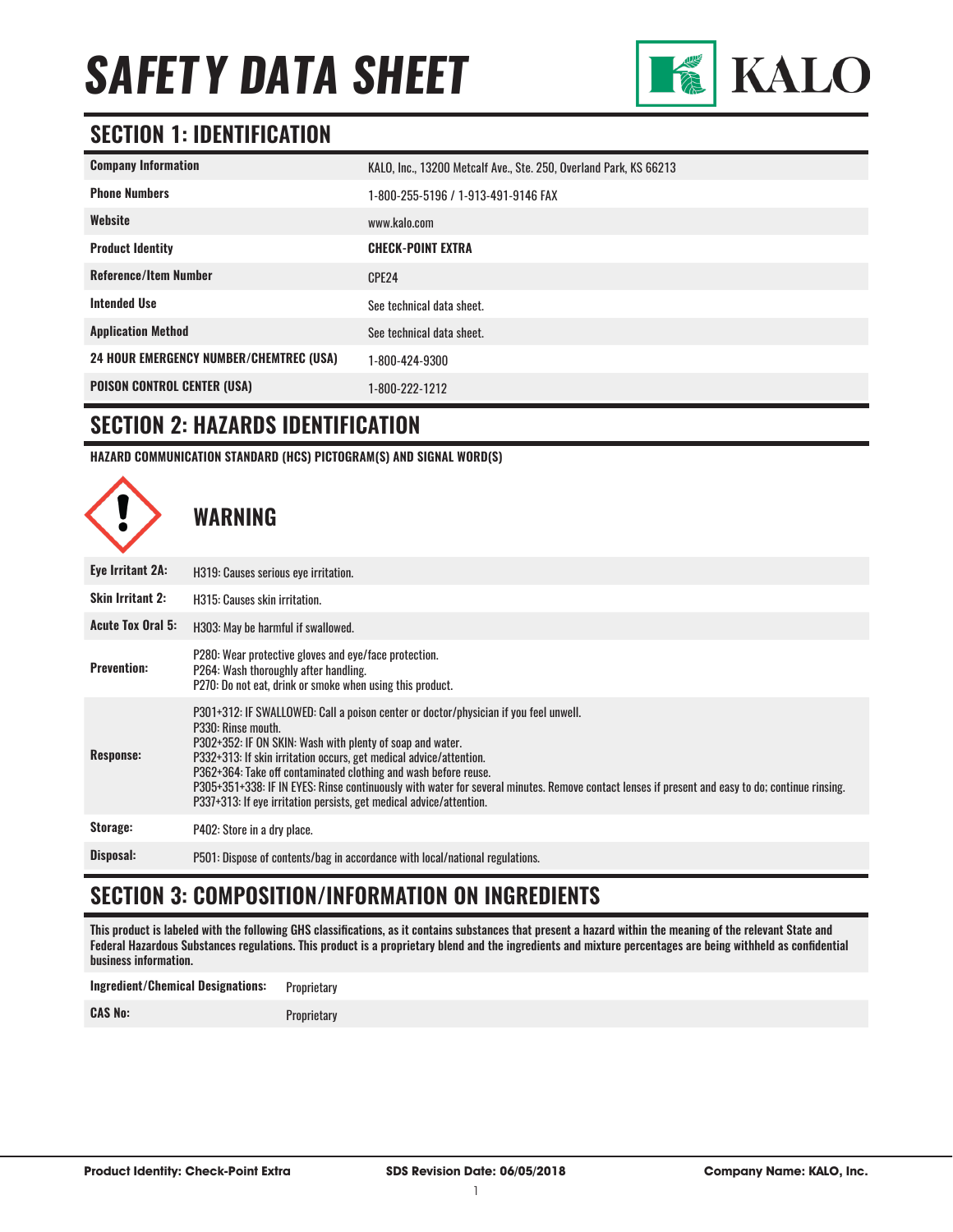# SAFETY DATA SHEET

KALO

## SECTION 1: IDENTIFICATION

| | |
|---|---|
| **Company Information** | KALO, Inc., 13200 Metcalf Ave., Ste. 250, Overland Park, KS 66213 |
| **Phone Numbers** | 1-800-255-5196 / 1-913-491-9146 FAX |
| **Website** | www.kalo.com |
| **Product Identity** | **CHECK-POINT EXTRA** |
| **Reference/Item Number** | CPE24 |
| **Intended Use** | See technical data sheet. |
| **Application Method** | See technical data sheet. |
| **24 HOUR EMERGENCY NUMBER/CHEMTREC (USA)** | 1-800-424-9300 |
| **POISON CONTROL CENTER (USA)** | 1-800-222-1212 |

## SECTION 2: HAZARDS IDENTIFICATION

**HAZARD COMMUNICATION STANDARD (HCS) PICTOGRAM(S) AND SIGNAL WORD(S)**

### WARNING

| | |
|---|---|
| **Eye Irritant 2A:** | H319: Causes serious eye irritation. |
| **Skin Irritant 2:** | H315: Causes skin irritation. |
| **Acute Tox Oral 5:** | H303: May be harmful if swallowed. |
| **Prevention:** | P280: Wear protective gloves and eye/face protection.<br>P264: Wash thoroughly after handling.<br>P270: Do not eat, drink or smoke when using this product. |
| **Response:** | P301+312: IF SWALLOWED: Call a poison center or doctor/physician if you feel unwell.<br>P330: Rinse mouth.<br>P302+352: IF ON SKIN: Wash with plenty of soap and water.<br>P332+313: If skin irritation occurs, get medical advice/attention.<br>P362+364: Take off contaminated clothing and wash before reuse.<br>P305+351+338: IF IN EYES: Rinse continuously with water for several minutes. Remove contact lenses if present and easy to do; continue rinsing.<br>P337+313: If eye irritation persists, get medical advice/attention. |
| **Storage:** | P402: Store in a dry place. |
| **Disposal:** | P501: Dispose of contents/bag in accordance with local/national regulations. |

## SECTION 3: COMPOSITION/INFORMATION ON INGREDIENTS

**This product is labeled with the following GHS classifications, as it contains substances that present a hazard within the meaning of the relevant State and Federal Hazardous Substances regulations. This product is a proprietary blend and the ingredients and mixture percentages are being withheld as confidential business information.**

| | |
|---|---|
| **Ingredient/Chemical Designations:** | Proprietary |
| **CAS No:** | Proprietary |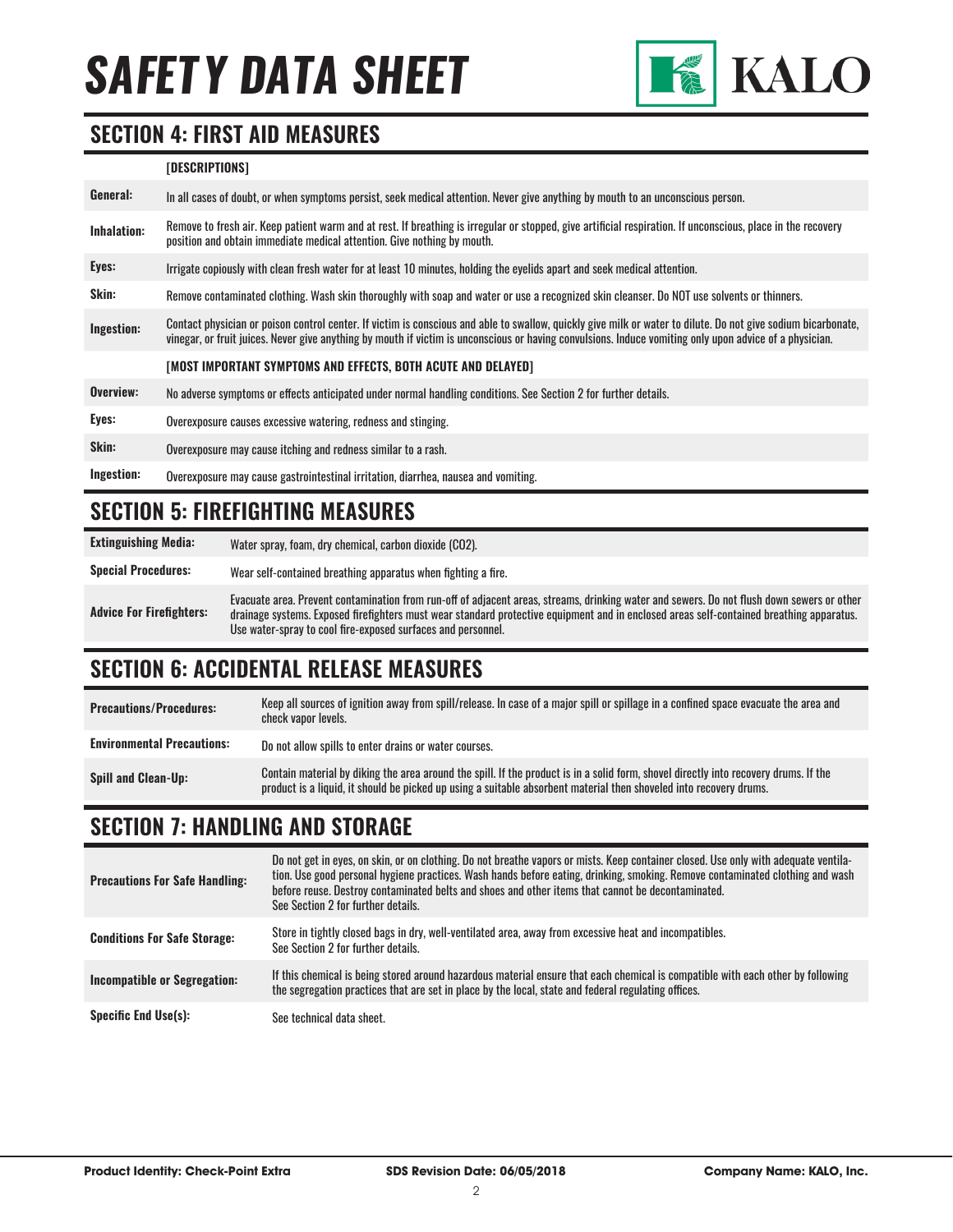# SAFETY DATA SHEET

## SECTION 4: FIRST AID MEASURES

| | [DESCRIPTIONS] |
|---|---|
| **General:** | In all cases of doubt, or when symptoms persist, seek medical attention. Never give anything by mouth to an unconscious person. |
| **Inhalation:** | Remove to fresh air. Keep patient warm and at rest. If breathing is irregular or stopped, give artificial respiration. If unconscious, place in the recovery position and obtain immediate medical attention. Give nothing by mouth. |
| **Eyes:** | Irrigate copiously with clean fresh water for at least 10 minutes, holding the eyelids apart and seek medical attention. |
| **Skin:** | Remove contaminated clothing. Wash skin thoroughly with soap and water or use a recognized skin cleanser. Do NOT use solvents or thinners. |
| **Ingestion:** | Contact physician or poison control center. If victim is conscious and able to swallow, quickly give milk or water to dilute. Do not give sodium bicarbonate, vinegar, or fruit juices. Never give anything by mouth if victim is unconscious or having convulsions. Induce vomiting only upon advice of a physician. |
| | **[MOST IMPORTANT SYMPTOMS AND EFFECTS, BOTH ACUTE AND DELAYED]** |
| **Overview:** | No adverse symptoms or effects anticipated under normal handling conditions. See Section 2 for further details. |
| **Eyes:** | Overexposure causes excessive watering, redness and stinging. |
| **Skin:** | Overexposure may cause itching and redness similar to a rash. |
| **Ingestion:** | Overexposure may cause gastrointestinal irritation, diarrhea, nausea and vomiting. |

## SECTION 5: FIREFIGHTING MEASURES

| | |
|---|---|
| **Extinguishing Media:** | Water spray, foam, dry chemical, carbon dioxide ($CO_2$). |
| **Special Procedures:** | Wear self-contained breathing apparatus when fighting a fire. |
| **Advice For Firefighters:** | Evacuate area. Prevent contamination from run-off of adjacent areas, streams, drinking water and sewers. Do not flush down sewers or other drainage systems. Exposed firefighters must wear standard protective equipment and in enclosed areas self-contained breathing apparatus. Use water-spray to cool fire-exposed surfaces and personnel. |

## SECTION 6: ACCIDENTAL RELEASE MEASURES

| | |
|---|---|
| **Precautions/Procedures:** | Keep all sources of ignition away from spill/release. In case of a major spill or spillage in a confined space evacuate the area and check vapor levels. |
| **Environmental Precautions:** | Do not allow spills to enter drains or water courses. |
| **Spill and Clean-Up:** | Contain material by diking the area around the spill. If the product is in a solid form, shovel directly into recovery drums. If the product is a liquid, it should be picked up using a suitable absorbent material then shoveled into recovery drums. |

## SECTION 7: HANDLING AND STORAGE

| | |
|---|---|
| **Precautions For Safe Handling:** | Do not get in eyes, on skin, or on clothing. Do not breathe vapors or mists. Keep container closed. Use only with adequate ventilation. Use good personal hygiene practices. Wash hands before eating, drinking, smoking. Remove contaminated clothing and wash before reuse. Destroy contaminated belts and shoes and other items that cannot be decontaminated. See Section 2 for further details. |
| **Conditions For Safe Storage:** | Store in tightly closed bags in dry, well-ventilated area, away from excessive heat and incompatibles. See Section 2 for further details. |
| **Incompatible or Segregation:** | If this chemical is being stored around hazardous material ensure that each chemical is compatible with each other by following the segregation practices that are set in place by the local, state and federal regulating offices. |
| **Specific End Use(s):** | See technical data sheet. |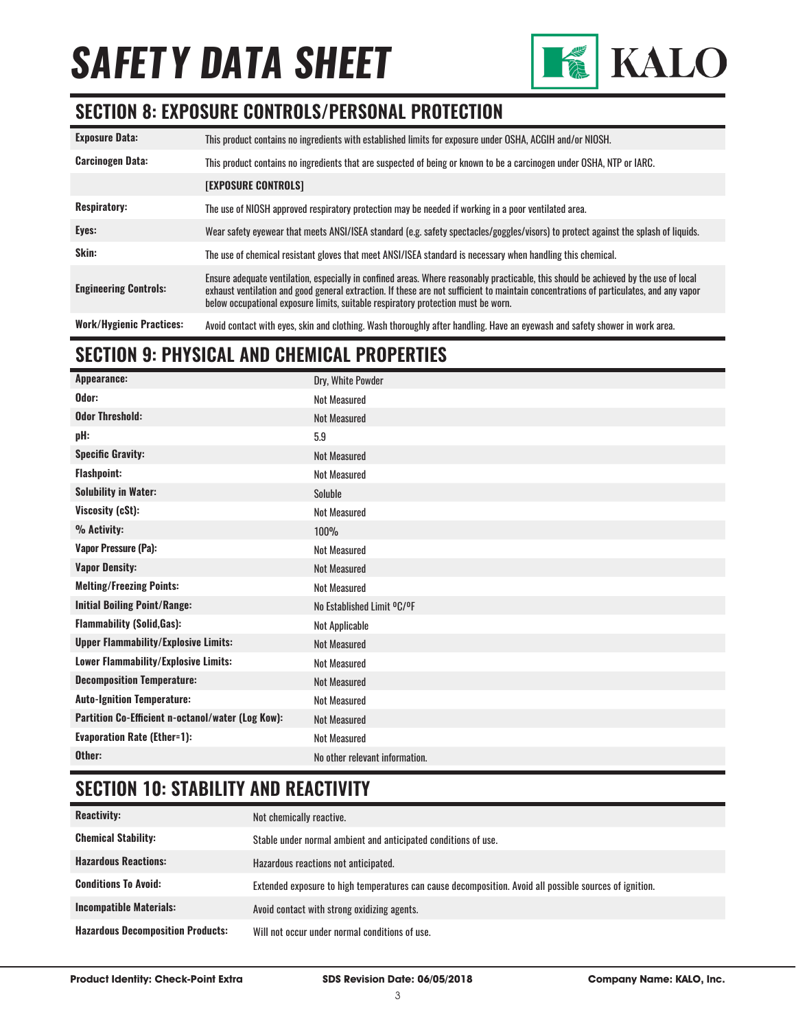# SAFETY DATA SHEET

## SECTION 8: EXPOSURE CONTROLS/PERSONAL PROTECTION

| | |
|---|---|
| **Exposure Data:** | This product contains no ingredients with established limits for exposure under OSHA, ACGIH and/or NIOSH. |
| **Carcinogen Data:** | This product contains no ingredients that are suspected of being or known to be a carcinogen under OSHA, NTP or IARC. |
| | **[EXPOSURE CONTROLS]** |
| **Respiratory:** | The use of NIOSH approved respiratory protection may be needed if working in a poor ventilated area. |
| **Eyes:** | Wear safety eyewear that meets ANSI/ISEA standard (e.g. safety spectacles/goggles/visors) to protect against the splash of liquids. |
| **Skin:** | The use of chemical resistant gloves that meet ANSI/ISEA standard is necessary when handling this chemical. |
| **Engineering Controls:** | Ensure adequate ventilation, especially in confined areas. Where reasonably practicable, this should be achieved by the use of local exhaust ventilation and good general extraction. If these are not sufficient to maintain concentrations of particulates, and any vapor below occupational exposure limits, suitable respiratory protection must be worn. |
| **Work/Hygienic Practices:** | Avoid contact with eyes, skin and clothing. Wash thoroughly after handling. Have an eyewash and safety shower in work area. |

## SECTION 9: PHYSICAL AND CHEMICAL PROPERTIES

| | |
|---|---|
| **Appearance:** | Dry, White Powder |
| **Odor:** | Not Measured |
| **Odor Threshold:** | Not Measured |
| **pH:** | 5.9 |
| **Specific Gravity:** | Not Measured |
| **Flashpoint:** | Not Measured |
| **Solubility in Water:** | Soluble |
| **Viscosity (cSt):** | Not Measured |
| **% Activity:** | 100% |
| **Vapor Pressure (Pa):** | Not Measured |
| **Vapor Density:** | Not Measured |
| **Melting/Freezing Points:** | Not Measured |
| **Initial Boiling Point/Range:** | No Established Limit ºC/ºF |
| **Flammability (Solid,Gas):** | Not Applicable |
| **Upper Flammability/Explosive Limits:** | Not Measured |
| **Lower Flammability/Explosive Limits:** | Not Measured |
| **Decomposition Temperature:** | Not Measured |
| **Auto-Ignition Temperature:** | Not Measured |
| **Partition Co-Efficient n-octanol/water (Log Kow):** | Not Measured |
| **Evaporation Rate (Ether=1):** | Not Measured |
| **Other:** | No other relevant information. |

## SECTION 10: STABILITY AND REACTIVITY

| | |
|---|---|
| **Reactivity:** | Not chemically reactive. |
| **Chemical Stability:** | Stable under normal ambient and anticipated conditions of use. |
| **Hazardous Reactions:** | Hazardous reactions not anticipated. |
| **Conditions To Avoid:** | Extended exposure to high temperatures can cause decomposition. Avoid all possible sources of ignition. |
| **Incompatible Materials:** | Avoid contact with strong oxidizing agents. |
| **Hazardous Decomposition Products:** | Will not occur under normal conditions of use. |

**Product Identity: Check-Point Extra** **SDS Revision Date: 06/05/2018** **Company Name: KALO, Inc.**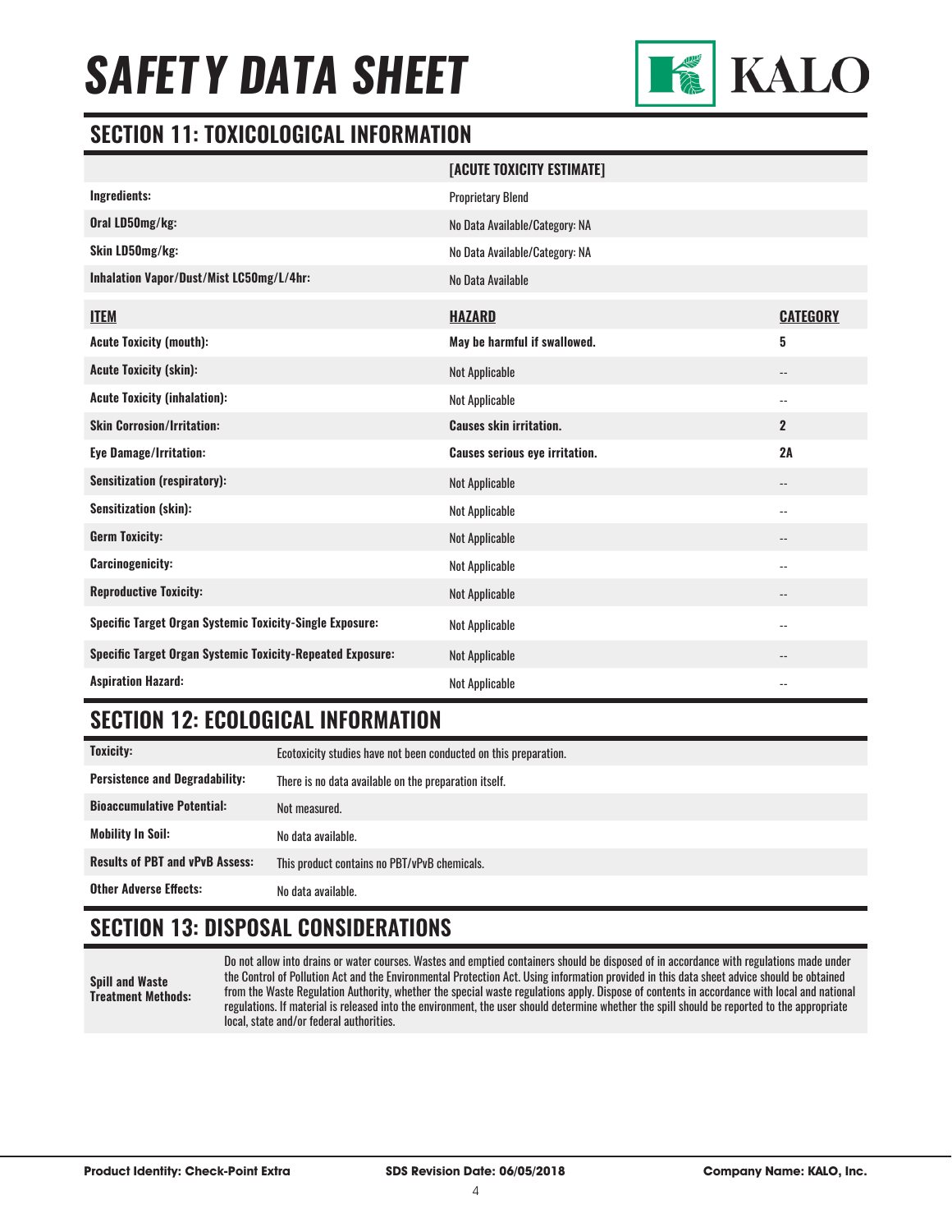# SAFETY DATA SHEET

## SECTION 11: TOXICOLOGICAL INFORMATION

| | [ACUTE TOXICITY ESTIMATE] |
|---|---|
| **Ingredients:** | Proprietary Blend |
| **Oral LD50mg/kg:** | No Data Available/Category: NA |
| **Skin LD50mg/kg:** | No Data Available/Category: NA |
| **Inhalation Vapor/Dust/Mist LC50mg/L/4hr:** | No Data Available |

| ITEM | HAZARD | CATEGORY |
|---|---|---|
| **Acute Toxicity (mouth):** | **May be harmful if swallowed.** | **5** |
| **Acute Toxicity (skin):** | Not Applicable | -- |
| **Acute Toxicity (inhalation):** | Not Applicable | -- |
| **Skin Corrosion/Irritation:** | **Causes skin irritation.** | **2** |
| **Eye Damage/Irritation:** | **Causes serious eye irritation.** | **2A** |
| **Sensitization (respiratory):** | Not Applicable | -- |
| **Sensitization (skin):** | Not Applicable | -- |
| **Germ Toxicity:** | Not Applicable | -- |
| **Carcinogenicity:** | Not Applicable | -- |
| **Reproductive Toxicity:** | Not Applicable | -- |
| **Specific Target Organ Systemic Toxicity-Single Exposure:** | Not Applicable | -- |
| **Specific Target Organ Systemic Toxicity-Repeated Exposure:** | Not Applicable | -- |
| **Aspiration Hazard:** | Not Applicable | -- |

## SECTION 12: ECOLOGICAL INFORMATION

| | |
|---|---|
| **Toxicity:** | Ecotoxicity studies have not been conducted on this preparation. |
| **Persistence and Degradability:** | There is no data available on the preparation itself. |
| **Bioaccumulative Potential:** | Not measured. |
| **Mobility In Soil:** | No data available. |
| **Results of PBT and vPvB Assess:** | This product contains no PBT/vPvB chemicals. |
| **Other Adverse Effects:** | No data available. |

## SECTION 13: DISPOSAL CONSIDERATIONS

| | |
|---|---|
| **Spill and Waste Treatment Methods:** | Do not allow into drains or water courses. Wastes and emptied containers should be disposed of in accordance with regulations made under the Control of Pollution Act and the Environmental Protection Act. Using information provided in this data sheet advice should be obtained from the Waste Regulation Authority, whether the special waste regulations apply. Dispose of contents in accordance with local and national regulations. If material is released into the environment, the user should determine whether the spill should be reported to the appropriate local, state and/or federal authorities. |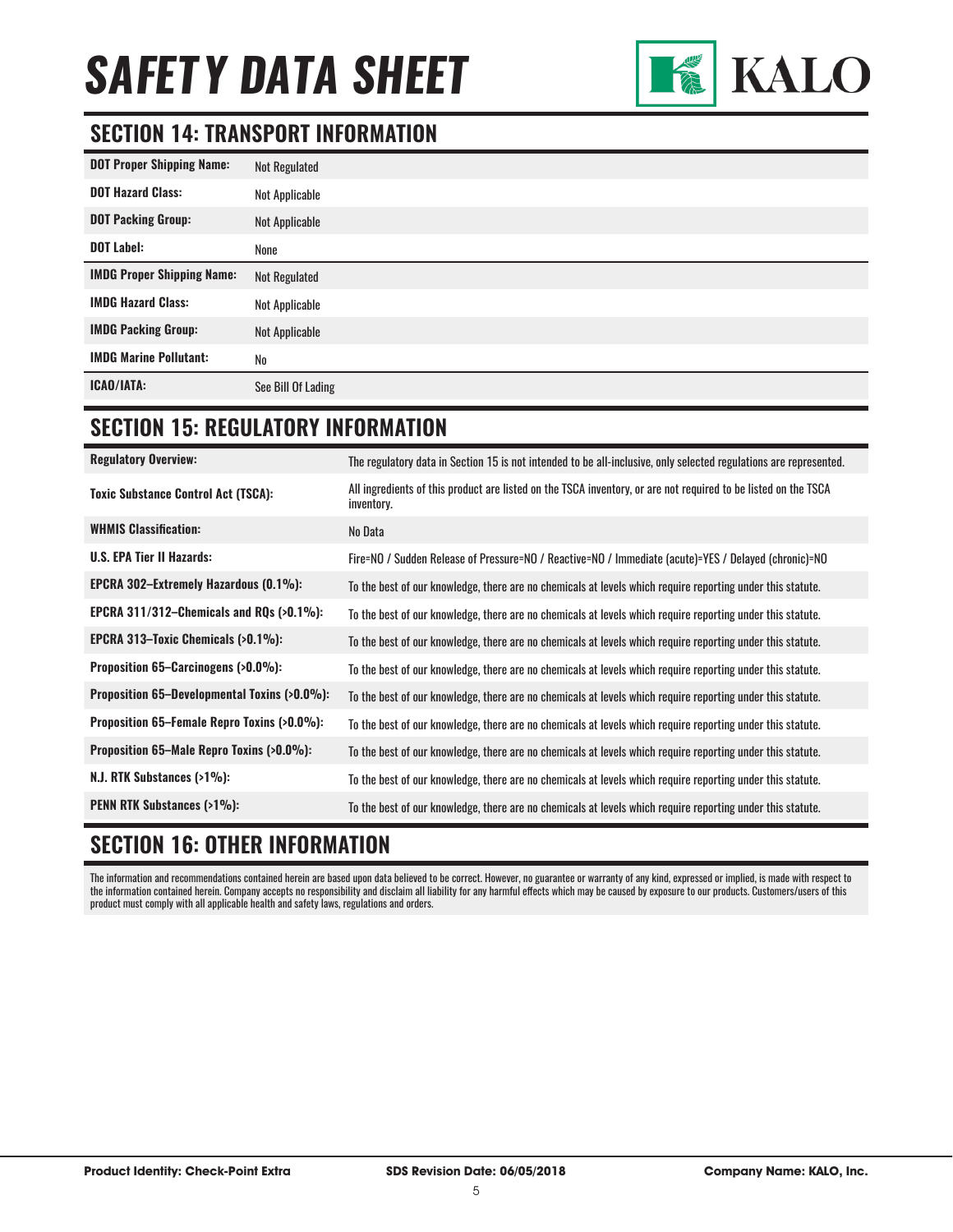# SAFETY DATA SHEET

## SECTION 14: TRANSPORT INFORMATION

| | |
|---|---|
| **DOT Proper Shipping Name:** | Not Regulated |
| **DOT Hazard Class:** | Not Applicable |
| **DOT Packing Group:** | Not Applicable |
| **DOT Label:** | None |
| **IMDG Proper Shipping Name:** | Not Regulated |
| **IMDG Hazard Class:** | Not Applicable |
| **IMDG Packing Group:** | Not Applicable |
| **IMDG Marine Pollutant:** | No |
| **ICAO/IATA:** | See Bill Of Lading |

## SECTION 15: REGULATORY INFORMATION

| | |
|---|---|
| **Regulatory Overview:** | The regulatory data in Section 15 is not intended to be all-inclusive, only selected regulations are represented. |
| **Toxic Substance Control Act (TSCA):** | All ingredients of this product are listed on the TSCA inventory, or are not required to be listed on the TSCA inventory. |
| **WHMIS Classification:** | No Data |
| **U.S. EPA Tier II Hazards:** | Fire=NO / Sudden Release of Pressure=NO / Reactive=NO / Immediate (acute)=YES / Delayed (chronic)=NO |
| **EPCRA 302–Extremely Hazardous (0.1%):** | To the best of our knowledge, there are no chemicals at levels which require reporting under this statute. |
| **EPCRA 311/312–Chemicals and RQs (>0.1%):** | To the best of our knowledge, there are no chemicals at levels which require reporting under this statute. |
| **EPCRA 313–Toxic Chemicals (>0.1%):** | To the best of our knowledge, there are no chemicals at levels which require reporting under this statute. |
| **Proposition 65–Carcinogens (>0.0%):** | To the best of our knowledge, there are no chemicals at levels which require reporting under this statute. |
| **Proposition 65–Developmental Toxins (>0.0%):** | To the best of our knowledge, there are no chemicals at levels which require reporting under this statute. |
| **Proposition 65–Female Repro Toxins (>0.0%):** | To the best of our knowledge, there are no chemicals at levels which require reporting under this statute. |
| **Proposition 65–Male Repro Toxins (>0.0%):** | To the best of our knowledge, there are no chemicals at levels which require reporting under this statute. |
| **N.J. RTK Substances (>1%):** | To the best of our knowledge, there are no chemicals at levels which require reporting under this statute. |
| **PENN RTK Substances (>1%):** | To the best of our knowledge, there are no chemicals at levels which require reporting under this statute. |

## SECTION 16: OTHER INFORMATION

The information and recommendations contained herein are based upon data believed to be correct. However, no guarantee or warranty of any kind, expressed or implied, is made with respect to the information contained herein. Company accepts no responsibility and disclaim all liability for any harmful effects which may be caused by exposure to our products. Customers/users of this product must comply with all applicable health and safety laws, regulations and orders.